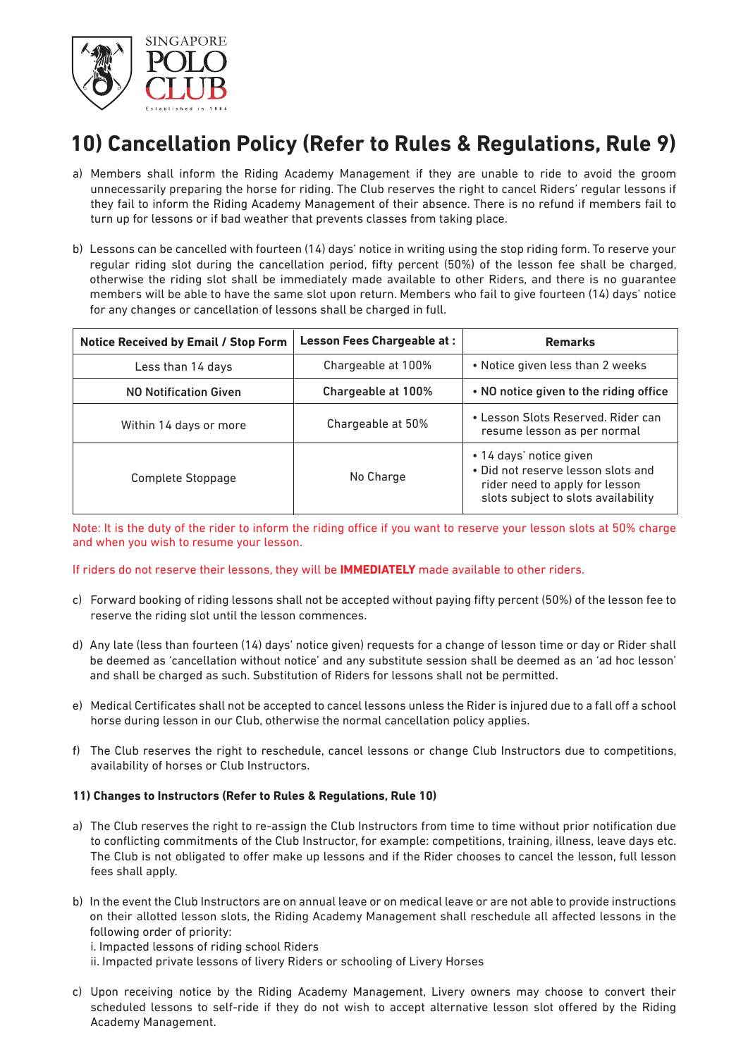# 10) Cancellation Policy (Refer to Rules & Regulations, Rule 9)

a) Members shall inform the Riding Academy Management if they are unable to ride to avoid the groom unnecessarily preparing the horse for riding. The Club reserves the right to cancel Riders' regular lessons if they fail to inform the Riding Academy Management of their absence. There is no refund if members fail to turn up for lessons or if bad weather that prevents classes from taking place.

b) Lessons can be cancelled with fourteen (14) days' notice in writing using the stop riding form. To reserve your regular riding slot during the cancellation period, fifty percent (50%) of the lesson fee shall be charged, otherwise the riding slot shall be immediately made available to other Riders, and there is no guarantee members will be able to have the same slot upon return. Members who fail to give fourteen (14) days' notice for any changes or cancellation of lessons shall be charged in full.

| Notice Received by Email / Stop Form | Lesson Fees Chargeable at : | Remarks |
|---|---|---|
| Less than 14 days | Chargeable at 100% | • Notice given less than 2 weeks |
| **NO Notification Given** | **Chargeable at 100%** | **• NO notice given to the riding office** |
| Within 14 days or more | Chargeable at 50% | • Lesson Slots Reserved. Rider can resume lesson as per normal |
| Complete Stoppage | No Charge | • 14 days' notice given<br>• Did not reserve lesson slots and rider need to apply for lesson slots subject to slots availability |

Note: It is the duty of the rider to inform the riding office if you want to reserve your lesson slots at 50% charge and when you wish to resume your lesson.

If riders do not reserve their lessons, they will be **IMMEDIATELY** made available to other riders.

c) Forward booking of riding lessons shall not be accepted without paying fifty percent (50%) of the lesson fee to reserve the riding slot until the lesson commences.

d) Any late (less than fourteen (14) days' notice given) requests for a change of lesson time or day or Rider shall be deemed as 'cancellation without notice' and any substitute session shall be deemed as an 'ad hoc lesson' and shall be charged as such. Substitution of Riders for lessons shall not be permitted.

e) Medical Certificates shall not be accepted to cancel lessons unless the Rider is injured due to a fall off a school horse during lesson in our Club, otherwise the normal cancellation policy applies.

f) The Club reserves the right to reschedule, cancel lessons or change Club Instructors due to competitions, availability of horses or Club Instructors.

### 11) Changes to Instructors (Refer to Rules & Regulations, Rule 10)

a) The Club reserves the right to re-assign the Club Instructors from time to time without prior notification due to conflicting commitments of the Club Instructor, for example: competitions, training, illness, leave days etc. The Club is not obligated to offer make up lessons and if the Rider chooses to cancel the lesson, full lesson fees shall apply.

b) In the event the Club Instructors are on annual leave or on medical leave or are not able to provide instructions on their allotted lesson slots, the Riding Academy Management shall reschedule all affected lessons in the following order of priority:
i. Impacted lessons of riding school Riders
ii. Impacted private lessons of livery Riders or schooling of Livery Horses

c) Upon receiving notice by the Riding Academy Management, Livery owners may choose to convert their scheduled lessons to self-ride if they do not wish to accept alternative lesson slot offered by the Riding Academy Management.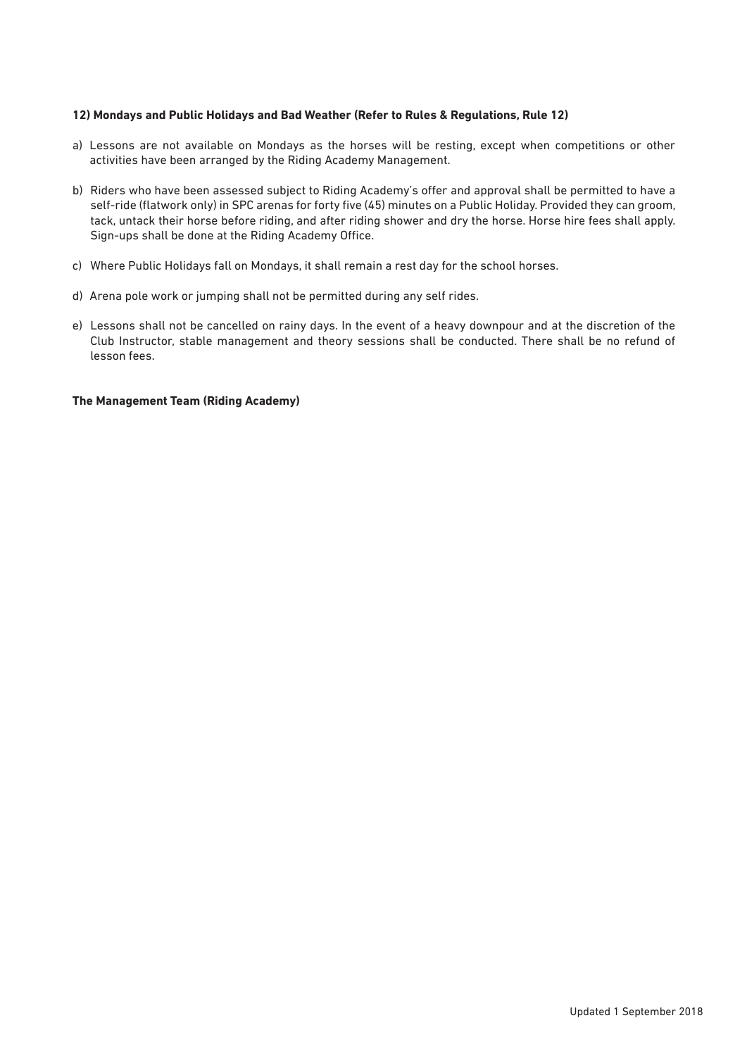**12) Mondays and Public Holidays and Bad Weather (Refer to Rules & Regulations, Rule 12)**

a) Lessons are not available on Mondays as the horses will be resting, except when competitions or other activities have been arranged by the Riding Academy Management.

b) Riders who have been assessed subject to Riding Academy's offer and approval shall be permitted to have a self-ride (flatwork only) in SPC arenas for forty five (45) minutes on a Public Holiday. Provided they can groom, tack, untack their horse before riding, and after riding shower and dry the horse. Horse hire fees shall apply. Sign-ups shall be done at the Riding Academy Office.

c) Where Public Holidays fall on Mondays, it shall remain a rest day for the school horses.

d) Arena pole work or jumping shall not be permitted during any self rides.

e) Lessons shall not be cancelled on rainy days. In the event of a heavy downpour and at the discretion of the Club Instructor, stable management and theory sessions shall be conducted. There shall be no refund of lesson fees.

**The Management Team (Riding Academy)**

Updated 1 September 2018